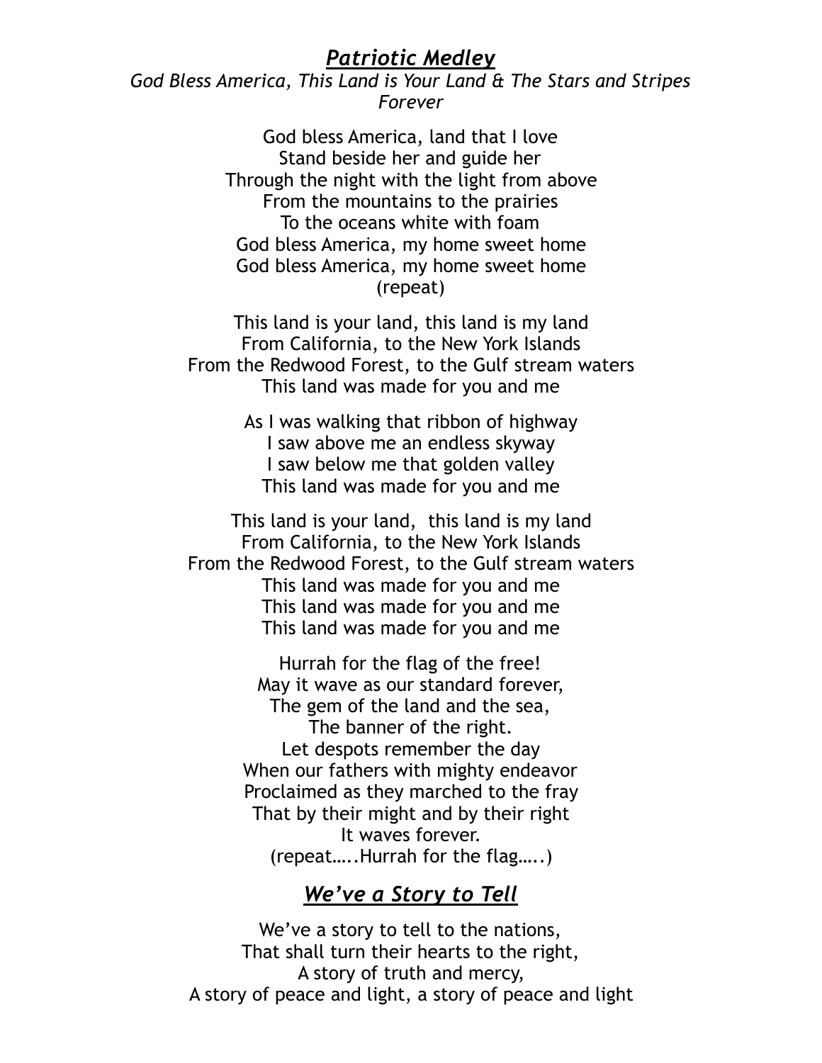## ***Patriotic Medley***

*God Bless America, This Land is Your Land & The Stars and Stripes Forever*

God bless America, land that I love
Stand beside her and guide her
Through the night with the light from above
From the mountains to the prairies
To the oceans white with foam
God bless America, my home sweet home
God bless America, my home sweet home
(repeat)

This land is your land, this land is my land
From California, to the New York Islands
From the Redwood Forest, to the Gulf stream waters
This land was made for you and me

As I was walking that ribbon of highway
I saw above me an endless skyway
I saw below me that golden valley
This land was made for you and me

This land is your land, this land is my land
From California, to the New York Islands
From the Redwood Forest, to the Gulf stream waters
This land was made for you and me
This land was made for you and me
This land was made for you and me

Hurrah for the flag of the free!
May it wave as our standard forever,
The gem of the land and the sea,
The banner of the right.
Let despots remember the day
When our fathers with mighty endeavor
Proclaimed as they marched to the fray
That by their might and by their right
It waves forever.
(repeat…..Hurrah for the flag…..)

## ***We've a Story to Tell***

We've a story to tell to the nations,
That shall turn their hearts to the right,
A story of truth and mercy,
A story of peace and light, a story of peace and light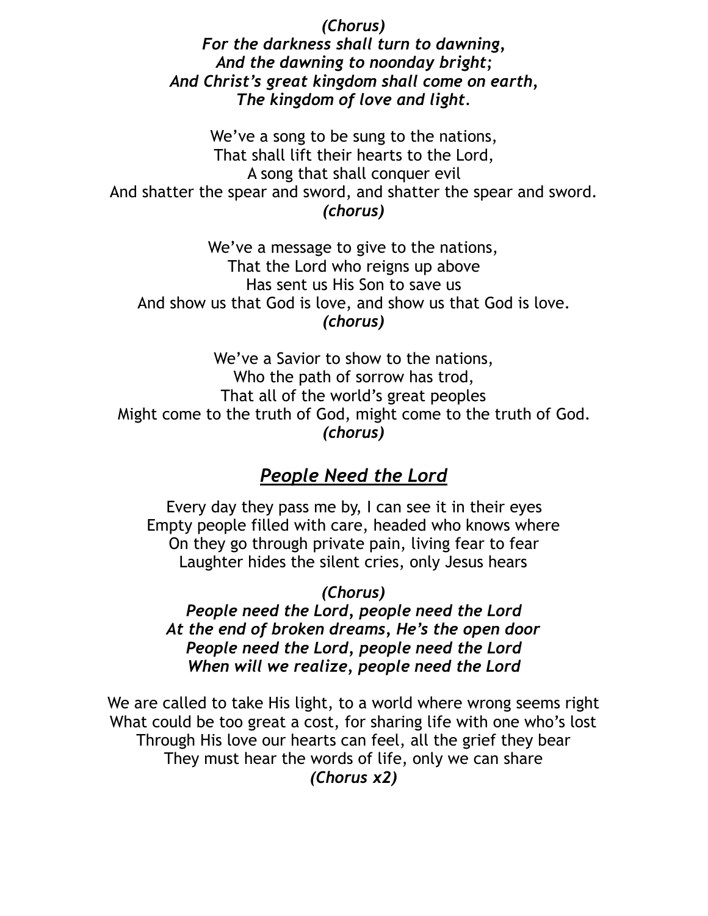***(Chorus)***
***For the darkness shall turn to dawning,***
***And the dawning to noonday bright;***
***And Christ's great kingdom shall come on earth,***
***The kingdom of love and light.***

We've a song to be sung to the nations,
That shall lift their hearts to the Lord,
A song that shall conquer evil
And shatter the spear and sword, and shatter the spear and sword.
***(chorus)***

We've a message to give to the nations,
That the Lord who reigns up above
Has sent us His Son to save us
And show us that God is love, and show us that God is love.
***(chorus)***

We've a Savior to show to the nations,
Who the path of sorrow has trod,
That all of the world's great peoples
Might come to the truth of God, might come to the truth of God.
***(chorus)***

## *People Need the Lord*

Every day they pass me by, I can see it in their eyes
Empty people filled with care, headed who knows where
On they go through private pain, living fear to fear
Laughter hides the silent cries, only Jesus hears

***(Chorus)***
***People need the Lord, people need the Lord***
***At the end of broken dreams, He's the open door***
***People need the Lord, people need the Lord***
***When will we realize, people need the Lord***

We are called to take His light, to a world where wrong seems right
What could be too great a cost, for sharing life with one who's lost
Through His love our hearts can feel, all the grief they bear
They must hear the words of life, only we can share
***(Chorus x2)***